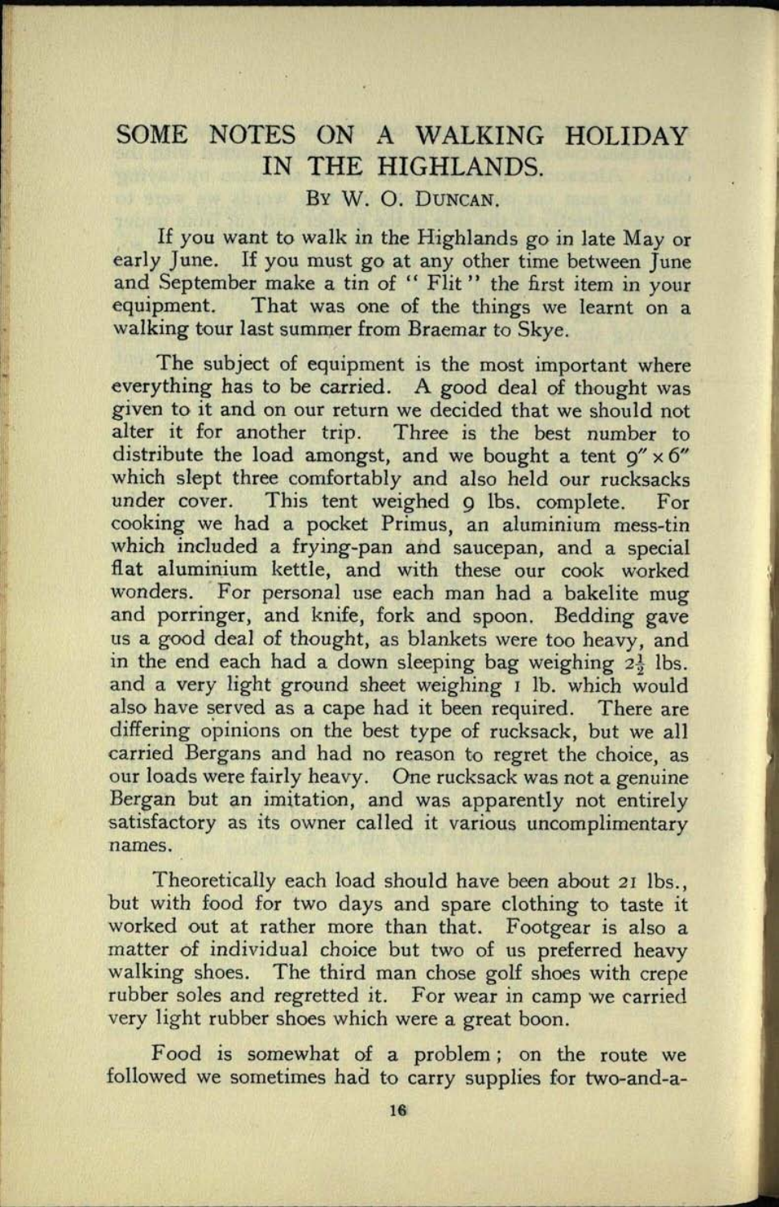# SOME NOTES ON A WALKING HOLIDAY IN THE HIGHLANDS.

By W. O. Duncan.

If you want to walk in the Highlands go in late May or early June. If you must go at any other time between June and September make a tin of "Flit" the first item in your equipment. That was one of the things we learnt on a walking tour last summer from Braemar to Skye.

The subject of equipment is the most important where everything has to be carried. A good deal of thought was given to it and on our return we decided that we should not alter it for another trip. Three is the best number to distribute the load amongst, and we bought a tent 9″ × 6″ which slept three comfortably and also held our rucksacks under cover. This tent weighed 9 lbs. complete. For cooking we had a pocket Primus, an aluminium mess-tin which included a frying-pan and saucepan, and a special flat aluminium kettle, and with these our cook worked wonders. For personal use each man had a bakelite mug and porringer, and knife, fork and spoon. Bedding gave us a good deal of thought, as blankets were too heavy, and in the end each had a down sleeping bag weighing 2½ lbs. and a very light ground sheet weighing 1 lb. which would also have served as a cape had it been required. There are differing opinions on the best type of rucksack, but we all carried Bergans and had no reason to regret the choice, as our loads were fairly heavy. One rucksack was not a genuine Bergan but an imitation, and was apparently not entirely satisfactory as its owner called it various uncomplimentary names.

Theoretically each load should have been about 21 lbs., but with food for two days and spare clothing to taste it worked out at rather more than that. Footgear is also a matter of individual choice but two of us preferred heavy walking shoes. The third man chose golf shoes with crepe rubber soles and regretted it. For wear in camp we carried very light rubber shoes which were a great boon.

Food is somewhat of a problem; on the route we followed we sometimes had to carry supplies for two-and-a-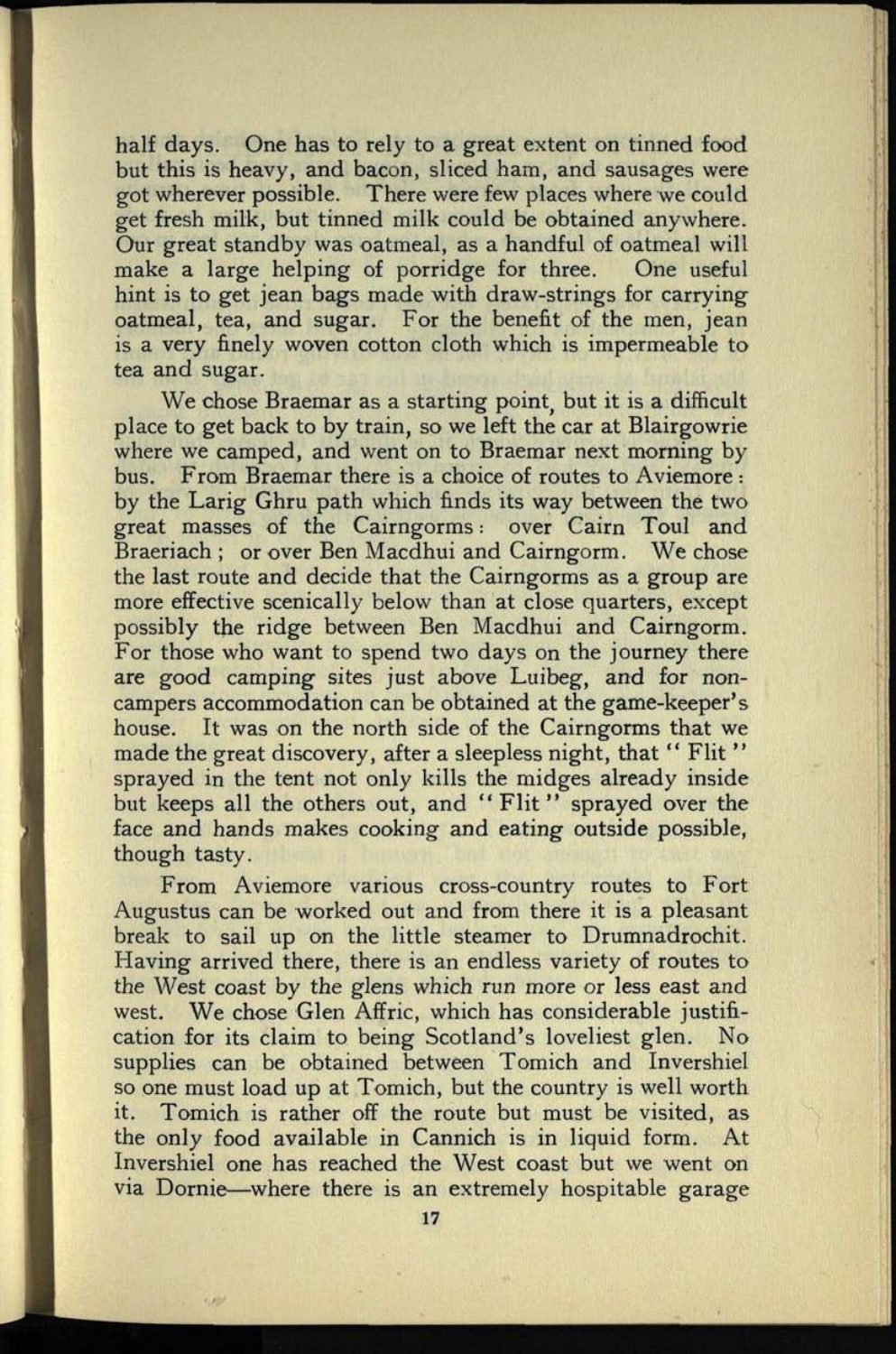half days. One has to rely to a great extent on tinned food but this is heavy, and bacon, sliced ham, and sausages were got wherever possible. There were few places where we could get fresh milk, but tinned milk could be obtained anywhere. Our great standby was oatmeal, as a handful of oatmeal will make a large helping of porridge for three. One useful hint is to get jean bags made with draw-strings for carrying oatmeal, tea, and sugar. For the benefit of the men, jean is a very finely woven cotton cloth which is impermeable to tea and sugar.

We chose Braemar as a starting point, but it is a difficult place to get back to by train, so we left the car at Blairgowrie where we camped, and went on to Braemar next morning by bus. From Braemar there is a choice of routes to Aviemore: by the Larig Ghru path which finds its way between the two great masses of the Cairngorms: over Cairn Toul and Braeriach; or over Ben Macdhui and Cairngorm. We chose the last route and decide that the Cairngorms as a group are more effective scenically below than at close quarters, except possibly the ridge between Ben Macdhui and Cairngorm. For those who want to spend two days on the journey there are good camping sites just above Luibeg, and for non-campers accommodation can be obtained at the game-keeper's house. It was on the north side of the Cairngorms that we made the great discovery, after a sleepless night, that "Flit" sprayed in the tent not only kills the midges already inside but keeps all the others out, and "Flit" sprayed over the face and hands makes cooking and eating outside possible, though tasty.

From Aviemore various cross-country routes to Fort Augustus can be worked out and from there it is a pleasant break to sail up on the little steamer to Drumnadrochit. Having arrived there, there is an endless variety of routes to the West coast by the glens which run more or less east and west. We chose Glen Affric, which has considerable justification for its claim to being Scotland's loveliest glen. No supplies can be obtained between Tomich and Invershiel so one must load up at Tomich, but the country is well worth it. Tomich is rather off the route but must be visited, as the only food available in Cannich is in liquid form. At Invershiel one has reached the West coast but we went on via Dornie—where there is an extremely hospitable garage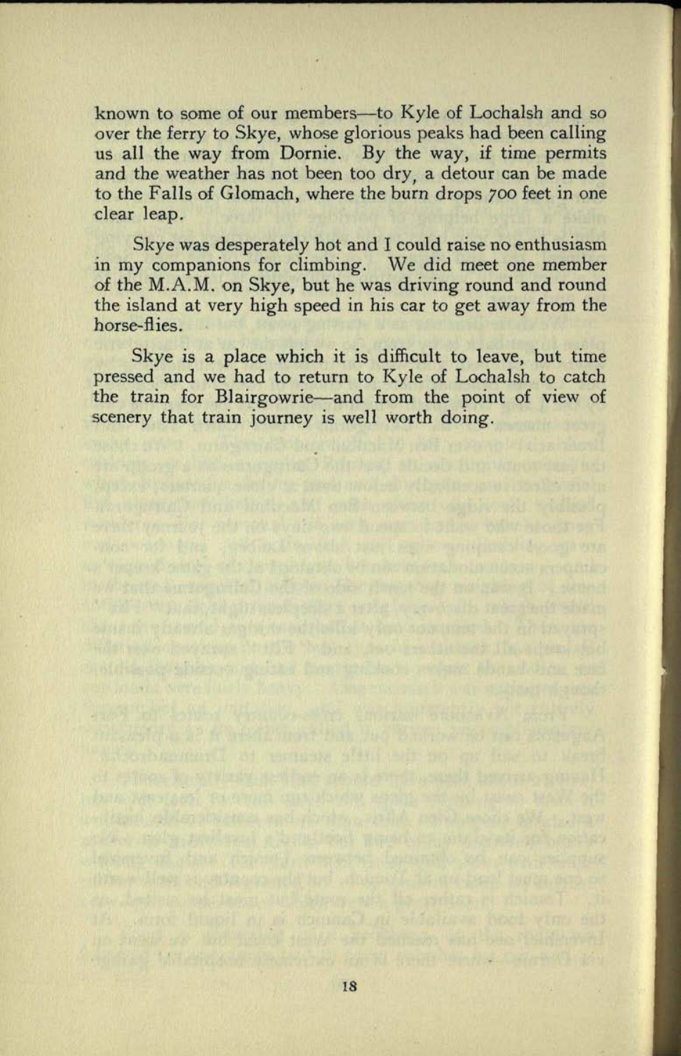known to some of our members—to Kyle of Lochalsh and so over the ferry to Skye, whose glorious peaks had been calling us all the way from Dornie. By the way, if time permits and the weather has not been too dry, a detour can be made to the Falls of Glomach, where the burn drops 700 feet in one clear leap.

Skye was desperately hot and I could raise no enthusiasm in my companions for climbing. We did meet one member of the M.A.M. on Skye, but he was driving round and round the island at very high speed in his car to get away from the horse-flies.

Skye is a place which it is difficult to leave, but time pressed and we had to return to Kyle of Lochalsh to catch the train for Blairgowrie—and from the point of view of scenery that train journey is well worth doing.